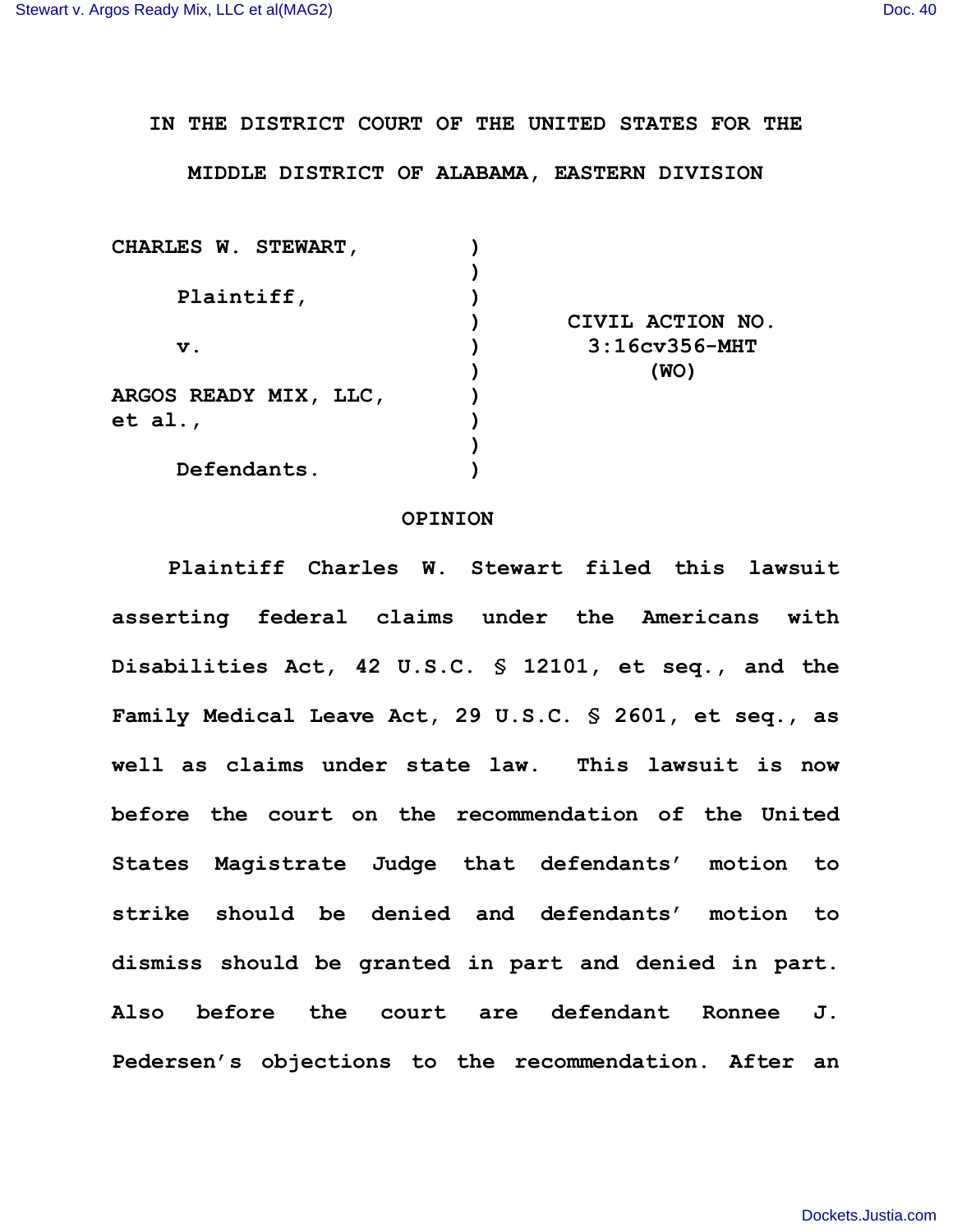IN THE DISTRICT COURT OF THE UNITED STATES FOR THE

MIDDLE DISTRICT OF ALABAMA, EASTERN DIVISION

| | | |
|---|---|---|
| CHARLES W. STEWART, | ) | |
| Plaintiff, | ) | |
| v. | ) | CIVIL ACTION NO. 3:16cv356-MHT (WO) |
| ARGOS READY MIX, LLC, et al., | ) | |
| Defendants. | ) | |

# OPINION

Plaintiff Charles W. Stewart filed this lawsuit asserting federal claims under the Americans with Disabilities Act, 42 U.S.C. § 12101, et seq., and the Family Medical Leave Act, 29 U.S.C. § 2601, et seq., as well as claims under state law. This lawsuit is now before the court on the recommendation of the United States Magistrate Judge that defendants' motion to strike should be denied and defendants' motion to dismiss should be granted in part and denied in part. Also before the court are defendant Ronnee J. Pedersen's objections to the recommendation. After an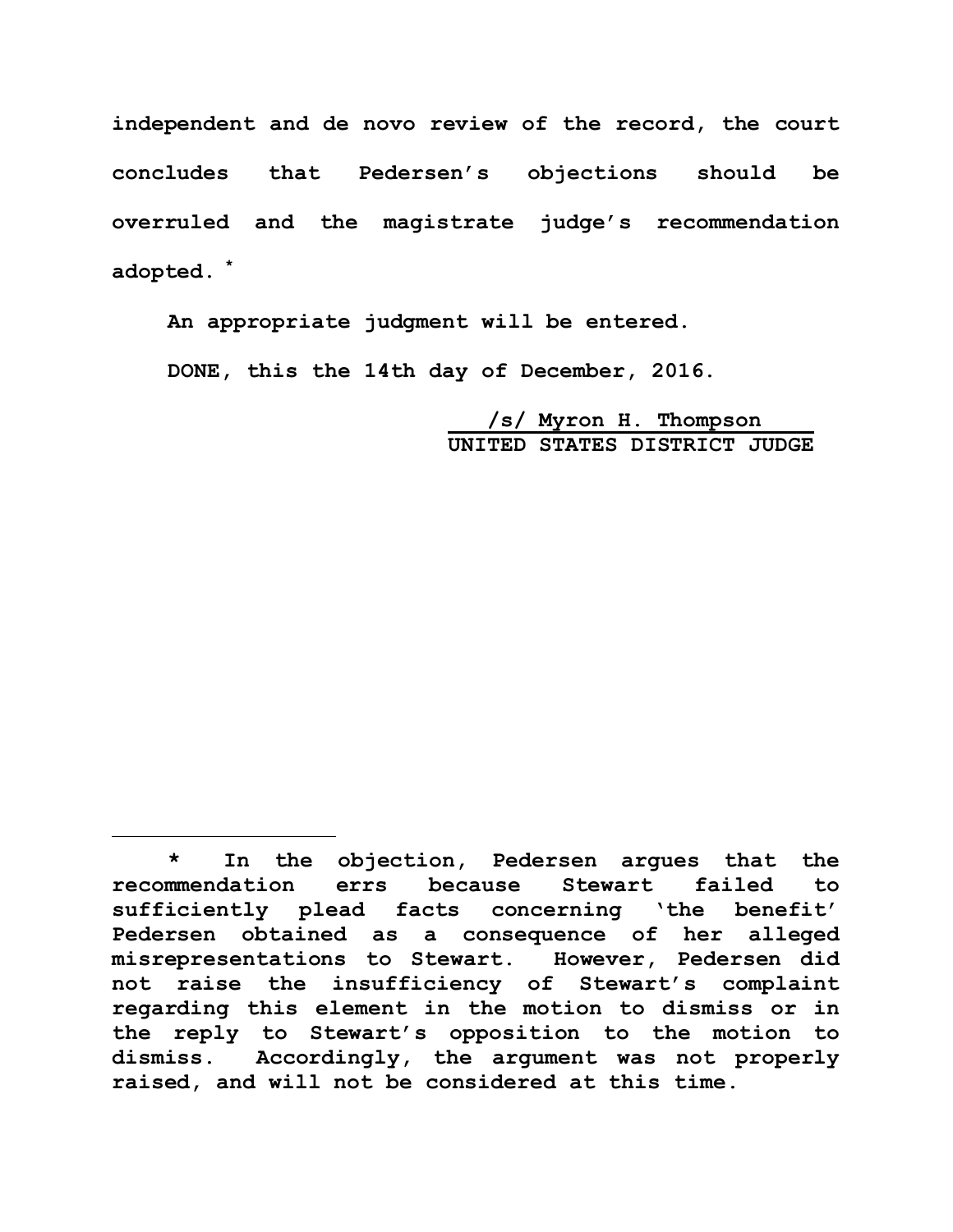independent and de novo review of the record, the court concludes that Pedersen's objections should be overruled and the magistrate judge's recommendation adopted.*

An appropriate judgment will be entered.

DONE, this the 14th day of December, 2016.

/s/ Myron H. Thompson
UNITED STATES DISTRICT JUDGE

---

* In the objection, Pedersen argues that the recommendation errs because Stewart failed to sufficiently plead facts concerning 'the benefit' Pedersen obtained as a consequence of her alleged misrepresentations to Stewart. However, Pedersen did not raise the insufficiency of Stewart's complaint regarding this element in the motion to dismiss or in the reply to Stewart's opposition to the motion to dismiss. Accordingly, the argument was not properly raised, and will not be considered at this time.